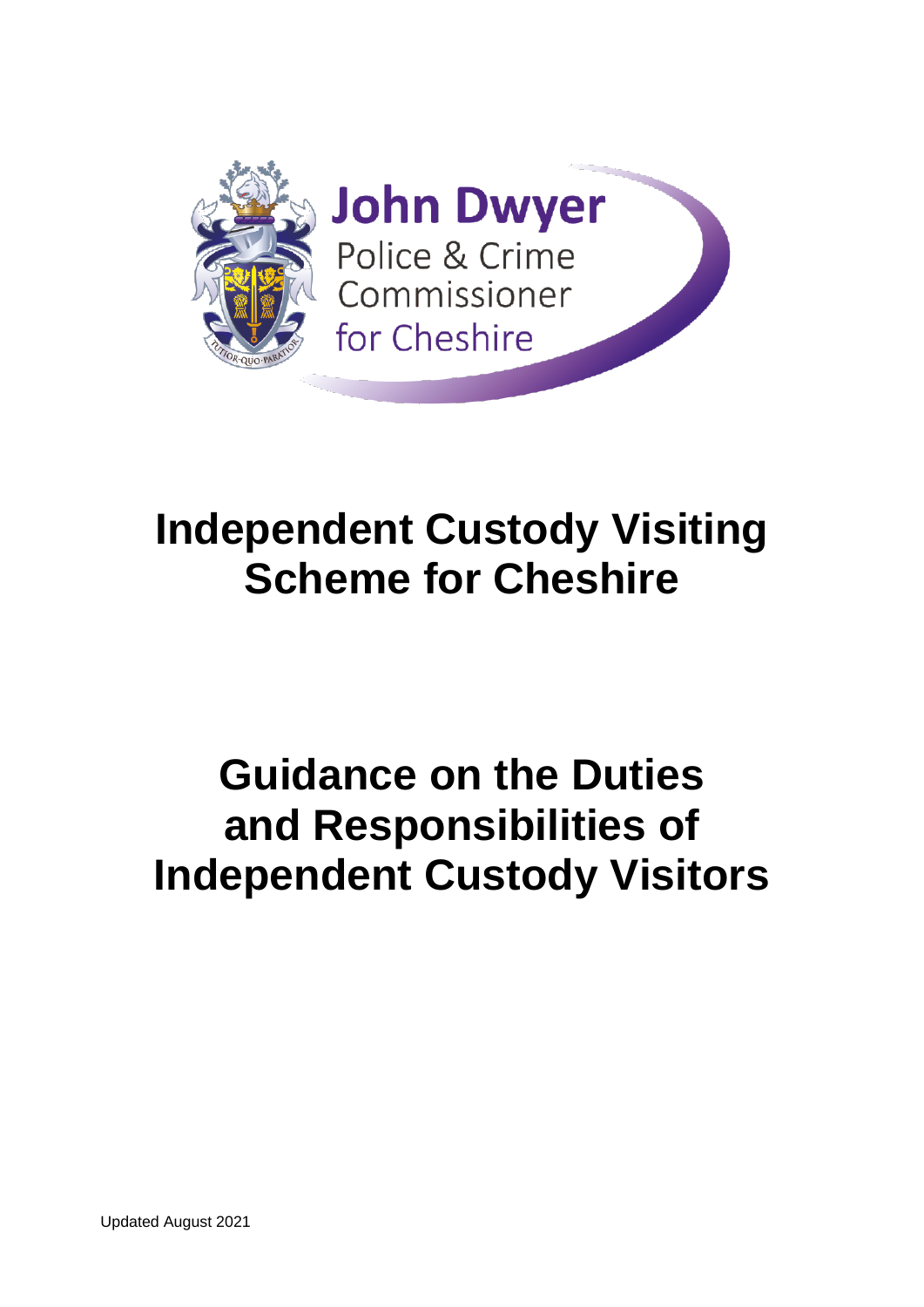John Dwyer

Police & Crime Commissioner for Cheshire

# Independent Custody Visiting Scheme for Cheshire

# Guidance on the Duties and Responsibilities of Independent Custody Visitors

Updated August 2021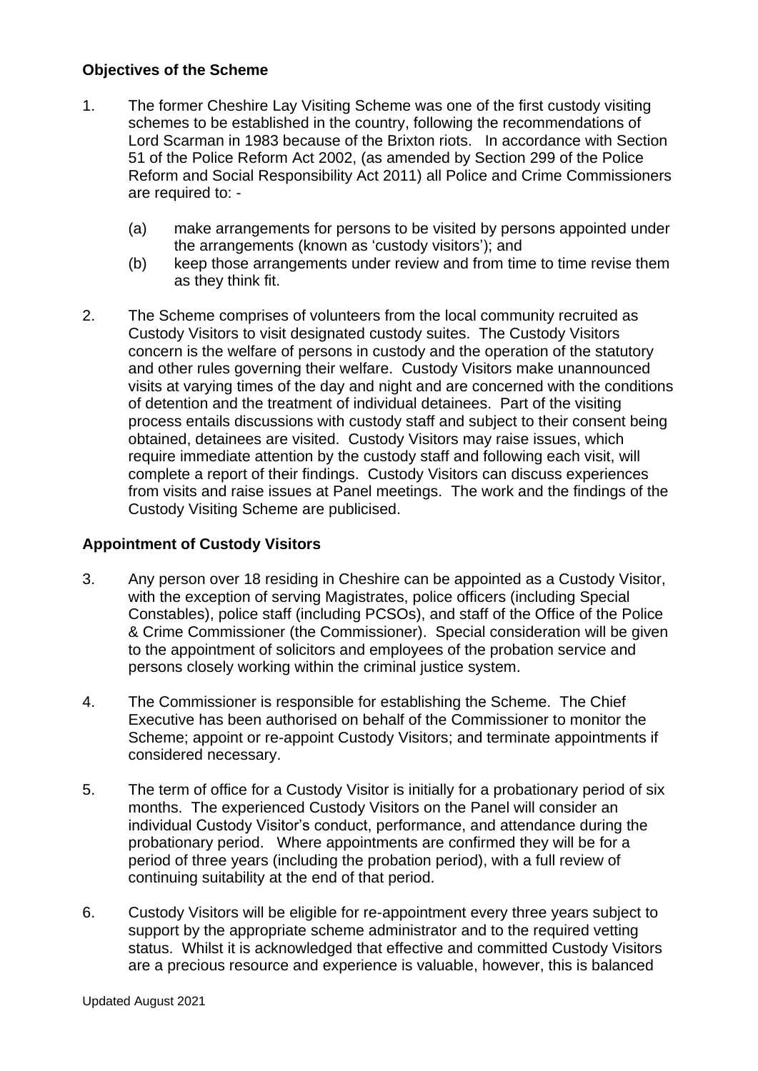**Objectives of the Scheme**

1. The former Cheshire Lay Visiting Scheme was one of the first custody visiting schemes to be established in the country, following the recommendations of Lord Scarman in 1983 because of the Brixton riots. In accordance with Section 51 of the Police Reform Act 2002, (as amended by Section 299 of the Police Reform and Social Responsibility Act 2011) all Police and Crime Commissioners are required to: -

   (a) make arrangements for persons to be visited by persons appointed under the arrangements (known as 'custody visitors'); and

   (b) keep those arrangements under review and from time to time revise them as they think fit.

2. The Scheme comprises of volunteers from the local community recruited as Custody Visitors to visit designated custody suites. The Custody Visitors concern is the welfare of persons in custody and the operation of the statutory and other rules governing their welfare. Custody Visitors make unannounced visits at varying times of the day and night and are concerned with the conditions of detention and the treatment of individual detainees. Part of the visiting process entails discussions with custody staff and subject to their consent being obtained, detainees are visited. Custody Visitors may raise issues, which require immediate attention by the custody staff and following each visit, will complete a report of their findings. Custody Visitors can discuss experiences from visits and raise issues at Panel meetings. The work and the findings of the Custody Visiting Scheme are publicised.

**Appointment of Custody Visitors**

3. Any person over 18 residing in Cheshire can be appointed as a Custody Visitor, with the exception of serving Magistrates, police officers (including Special Constables), police staff (including PCSOs), and staff of the Office of the Police & Crime Commissioner (the Commissioner). Special consideration will be given to the appointment of solicitors and employees of the probation service and persons closely working within the criminal justice system.

4. The Commissioner is responsible for establishing the Scheme. The Chief Executive has been authorised on behalf of the Commissioner to monitor the Scheme; appoint or re-appoint Custody Visitors; and terminate appointments if considered necessary.

5. The term of office for a Custody Visitor is initially for a probationary period of six months. The experienced Custody Visitors on the Panel will consider an individual Custody Visitor's conduct, performance, and attendance during the probationary period. Where appointments are confirmed they will be for a period of three years (including the probation period), with a full review of continuing suitability at the end of that period.

6. Custody Visitors will be eligible for re-appointment every three years subject to support by the appropriate scheme administrator and to the required vetting status. Whilst it is acknowledged that effective and committed Custody Visitors are a precious resource and experience is valuable, however, this is balanced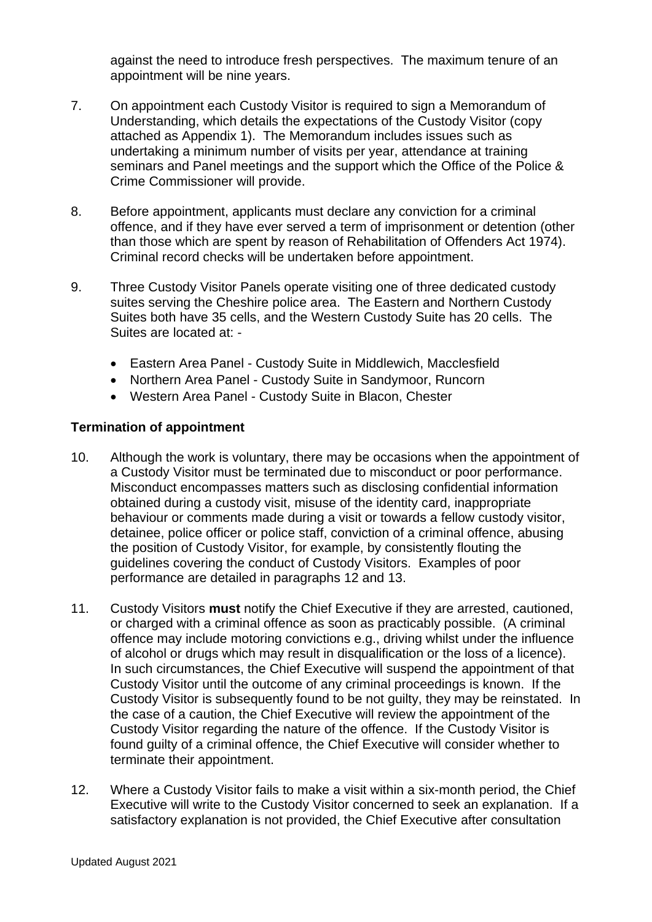against the need to introduce fresh perspectives. The maximum tenure of an appointment will be nine years.

7. On appointment each Custody Visitor is required to sign a Memorandum of Understanding, which details the expectations of the Custody Visitor (copy attached as Appendix 1). The Memorandum includes issues such as undertaking a minimum number of visits per year, attendance at training seminars and Panel meetings and the support which the Office of the Police & Crime Commissioner will provide.

8. Before appointment, applicants must declare any conviction for a criminal offence, and if they have ever served a term of imprisonment or detention (other than those which are spent by reason of Rehabilitation of Offenders Act 1974). Criminal record checks will be undertaken before appointment.

9. Three Custody Visitor Panels operate visiting one of three dedicated custody suites serving the Cheshire police area. The Eastern and Northern Custody Suites both have 35 cells, and the Western Custody Suite has 20 cells. The Suites are located at: -

   - Eastern Area Panel - Custody Suite in Middlewich, Macclesfield
   - Northern Area Panel - Custody Suite in Sandymoor, Runcorn
   - Western Area Panel - Custody Suite in Blacon, Chester

**Termination of appointment**

10. Although the work is voluntary, there may be occasions when the appointment of a Custody Visitor must be terminated due to misconduct or poor performance. Misconduct encompasses matters such as disclosing confidential information obtained during a custody visit, misuse of the identity card, inappropriate behaviour or comments made during a visit or towards a fellow custody visitor, detainee, police officer or police staff, conviction of a criminal offence, abusing the position of Custody Visitor, for example, by consistently flouting the guidelines covering the conduct of Custody Visitors. Examples of poor performance are detailed in paragraphs 12 and 13.

11. Custody Visitors **must** notify the Chief Executive if they are arrested, cautioned, or charged with a criminal offence as soon as practicably possible. (A criminal offence may include motoring convictions e.g., driving whilst under the influence of alcohol or drugs which may result in disqualification or the loss of a licence). In such circumstances, the Chief Executive will suspend the appointment of that Custody Visitor until the outcome of any criminal proceedings is known. If the Custody Visitor is subsequently found to be not guilty, they may be reinstated. In the case of a caution, the Chief Executive will review the appointment of the Custody Visitor regarding the nature of the offence. If the Custody Visitor is found guilty of a criminal offence, the Chief Executive will consider whether to terminate their appointment.

12. Where a Custody Visitor fails to make a visit within a six-month period, the Chief Executive will write to the Custody Visitor concerned to seek an explanation. If a satisfactory explanation is not provided, the Chief Executive after consultation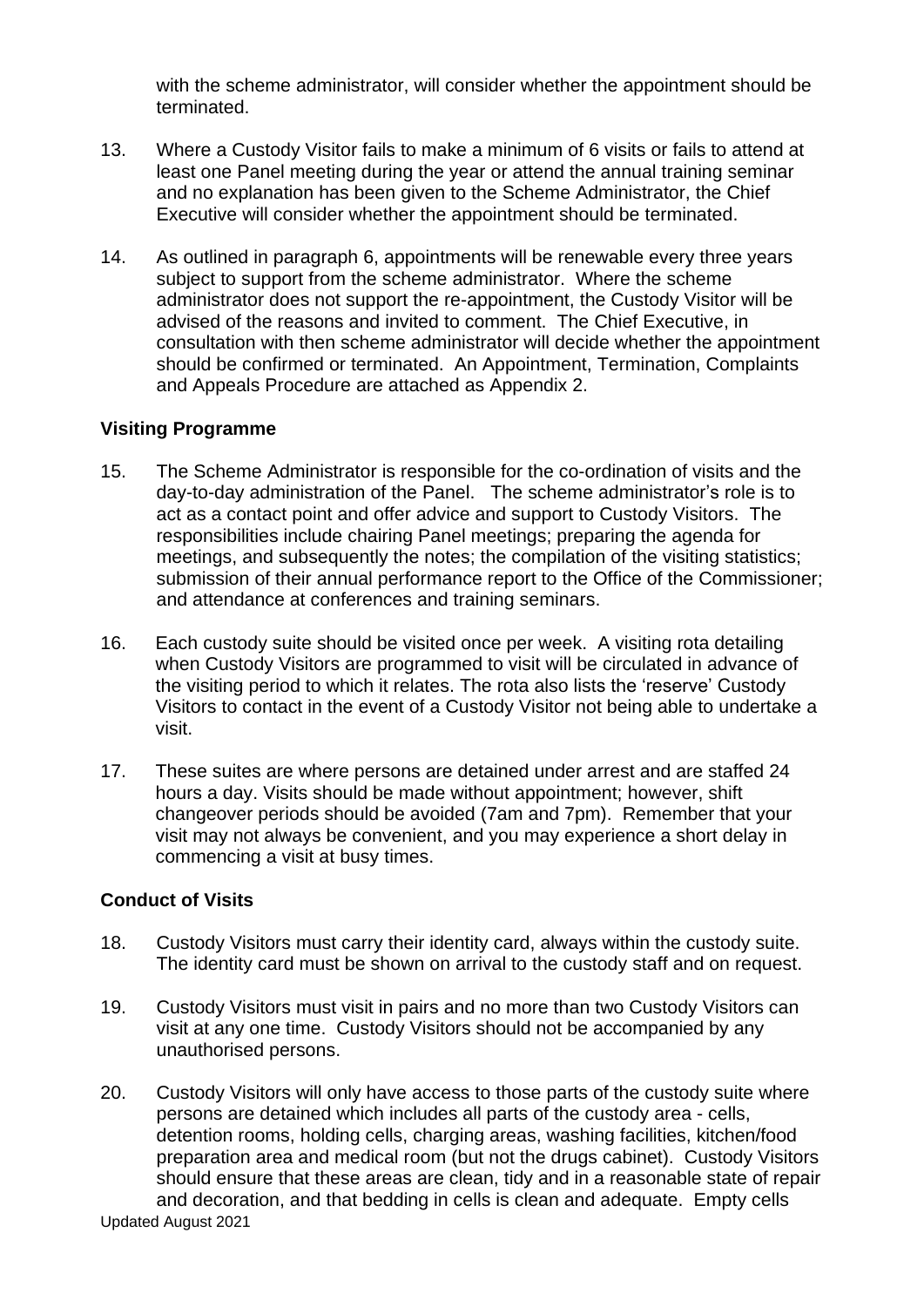with the scheme administrator, will consider whether the appointment should be terminated.

13. Where a Custody Visitor fails to make a minimum of 6 visits or fails to attend at least one Panel meeting during the year or attend the annual training seminar and no explanation has been given to the Scheme Administrator, the Chief Executive will consider whether the appointment should be terminated.

14. As outlined in paragraph 6, appointments will be renewable every three years subject to support from the scheme administrator. Where the scheme administrator does not support the re-appointment, the Custody Visitor will be advised of the reasons and invited to comment. The Chief Executive, in consultation with then scheme administrator will decide whether the appointment should be confirmed or terminated. An Appointment, Termination, Complaints and Appeals Procedure are attached as Appendix 2.

**Visiting Programme**

15. The Scheme Administrator is responsible for the co-ordination of visits and the day-to-day administration of the Panel. The scheme administrator's role is to act as a contact point and offer advice and support to Custody Visitors. The responsibilities include chairing Panel meetings; preparing the agenda for meetings, and subsequently the notes; the compilation of the visiting statistics; submission of their annual performance report to the Office of the Commissioner; and attendance at conferences and training seminars.

16. Each custody suite should be visited once per week. A visiting rota detailing when Custody Visitors are programmed to visit will be circulated in advance of the visiting period to which it relates. The rota also lists the 'reserve' Custody Visitors to contact in the event of a Custody Visitor not being able to undertake a visit.

17. These suites are where persons are detained under arrest and are staffed 24 hours a day. Visits should be made without appointment; however, shift changeover periods should be avoided (7am and 7pm). Remember that your visit may not always be convenient, and you may experience a short delay in commencing a visit at busy times.

**Conduct of Visits**

18. Custody Visitors must carry their identity card, always within the custody suite. The identity card must be shown on arrival to the custody staff and on request.

19. Custody Visitors must visit in pairs and no more than two Custody Visitors can visit at any one time. Custody Visitors should not be accompanied by any unauthorised persons.

20. Custody Visitors will only have access to those parts of the custody suite where persons are detained which includes all parts of the custody area - cells, detention rooms, holding cells, charging areas, washing facilities, kitchen/food preparation area and medical room (but not the drugs cabinet). Custody Visitors should ensure that these areas are clean, tidy and in a reasonable state of repair and decoration, and that bedding in cells is clean and adequate. Empty cells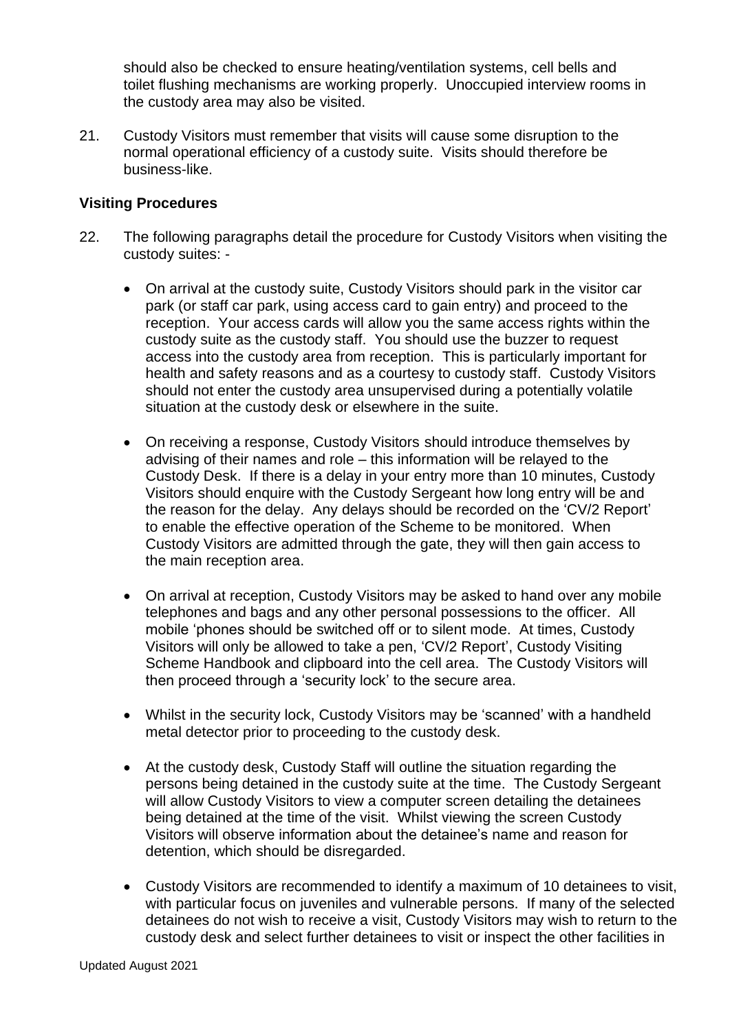should also be checked to ensure heating/ventilation systems, cell bells and toilet flushing mechanisms are working properly. Unoccupied interview rooms in the custody area may also be visited.

21. Custody Visitors must remember that visits will cause some disruption to the normal operational efficiency of a custody suite. Visits should therefore be business-like.

**Visiting Procedures**

22. The following paragraphs detail the procedure for Custody Visitors when visiting the custody suites: -

- On arrival at the custody suite, Custody Visitors should park in the visitor car park (or staff car park, using access card to gain entry) and proceed to the reception. Your access cards will allow you the same access rights within the custody suite as the custody staff. You should use the buzzer to request access into the custody area from reception. This is particularly important for health and safety reasons and as a courtesy to custody staff. Custody Visitors should not enter the custody area unsupervised during a potentially volatile situation at the custody desk or elsewhere in the suite.

- On receiving a response, Custody Visitors should introduce themselves by advising of their names and role – this information will be relayed to the Custody Desk. If there is a delay in your entry more than 10 minutes, Custody Visitors should enquire with the Custody Sergeant how long entry will be and the reason for the delay. Any delays should be recorded on the 'CV/2 Report' to enable the effective operation of the Scheme to be monitored. When Custody Visitors are admitted through the gate, they will then gain access to the main reception area.

- On arrival at reception, Custody Visitors may be asked to hand over any mobile telephones and bags and any other personal possessions to the officer. All mobile 'phones should be switched off or to silent mode. At times, Custody Visitors will only be allowed to take a pen, 'CV/2 Report', Custody Visiting Scheme Handbook and clipboard into the cell area. The Custody Visitors will then proceed through a 'security lock' to the secure area.

- Whilst in the security lock, Custody Visitors may be 'scanned' with a handheld metal detector prior to proceeding to the custody desk.

- At the custody desk, Custody Staff will outline the situation regarding the persons being detained in the custody suite at the time. The Custody Sergeant will allow Custody Visitors to view a computer screen detailing the detainees being detained at the time of the visit. Whilst viewing the screen Custody Visitors will observe information about the detainee's name and reason for detention, which should be disregarded.

- Custody Visitors are recommended to identify a maximum of 10 detainees to visit, with particular focus on juveniles and vulnerable persons. If many of the selected detainees do not wish to receive a visit, Custody Visitors may wish to return to the custody desk and select further detainees to visit or inspect the other facilities in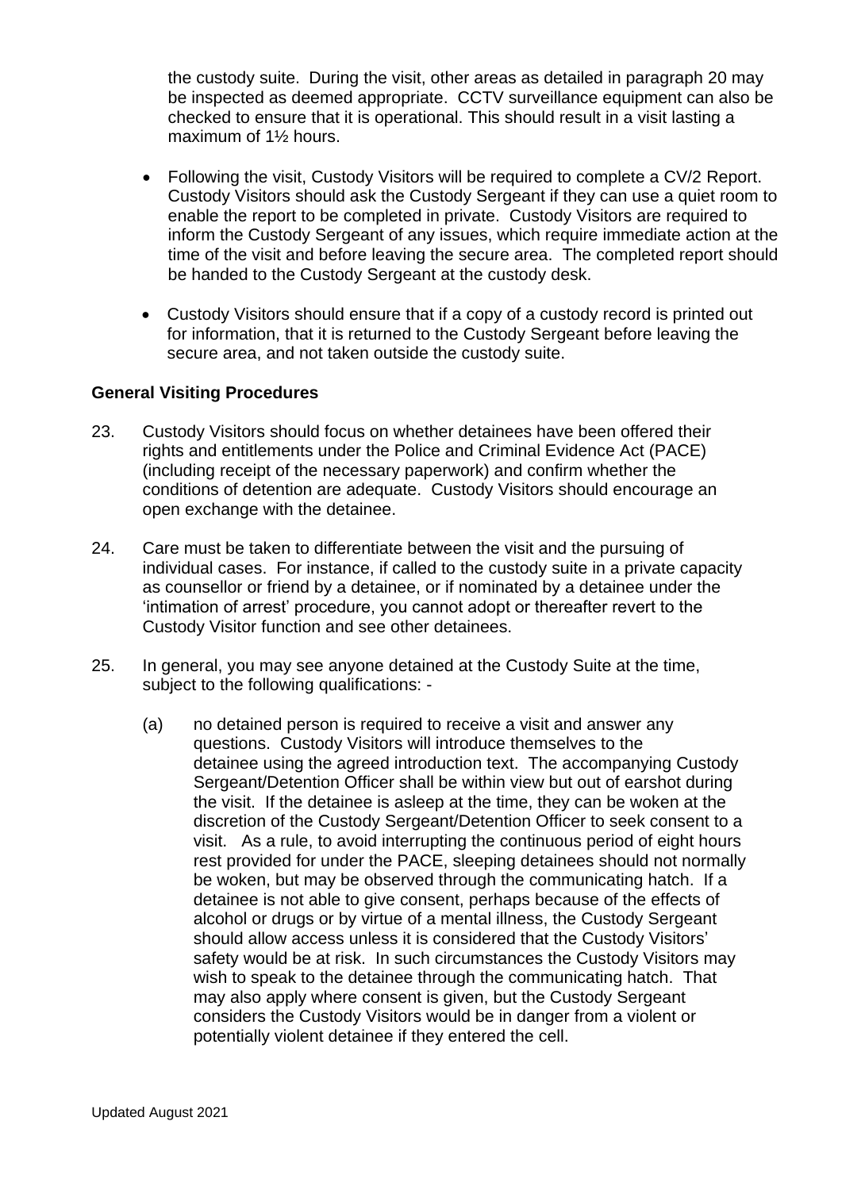the custody suite. During the visit, other areas as detailed in paragraph 20 may be inspected as deemed appropriate. CCTV surveillance equipment can also be checked to ensure that it is operational. This should result in a visit lasting a maximum of 1½ hours.

- Following the visit, Custody Visitors will be required to complete a CV/2 Report. Custody Visitors should ask the Custody Sergeant if they can use a quiet room to enable the report to be completed in private. Custody Visitors are required to inform the Custody Sergeant of any issues, which require immediate action at the time of the visit and before leaving the secure area. The completed report should be handed to the Custody Sergeant at the custody desk.
- Custody Visitors should ensure that if a copy of a custody record is printed out for information, that it is returned to the Custody Sergeant before leaving the secure area, and not taken outside the custody suite.

**General Visiting Procedures**

23. Custody Visitors should focus on whether detainees have been offered their rights and entitlements under the Police and Criminal Evidence Act (PACE) (including receipt of the necessary paperwork) and confirm whether the conditions of detention are adequate. Custody Visitors should encourage an open exchange with the detainee.

24. Care must be taken to differentiate between the visit and the pursuing of individual cases. For instance, if called to the custody suite in a private capacity as counsellor or friend by a detainee, or if nominated by a detainee under the 'intimation of arrest' procedure, you cannot adopt or thereafter revert to the Custody Visitor function and see other detainees.

25. In general, you may see anyone detained at the Custody Suite at the time, subject to the following qualifications: -

    (a) no detained person is required to receive a visit and answer any questions. Custody Visitors will introduce themselves to the detainee using the agreed introduction text. The accompanying Custody Sergeant/Detention Officer shall be within view but out of earshot during the visit. If the detainee is asleep at the time, they can be woken at the discretion of the Custody Sergeant/Detention Officer to seek consent to a visit. As a rule, to avoid interrupting the continuous period of eight hours rest provided for under the PACE, sleeping detainees should not normally be woken, but may be observed through the communicating hatch. If a detainee is not able to give consent, perhaps because of the effects of alcohol or drugs or by virtue of a mental illness, the Custody Sergeant should allow access unless it is considered that the Custody Visitors' safety would be at risk. In such circumstances the Custody Visitors may wish to speak to the detainee through the communicating hatch. That may also apply where consent is given, but the Custody Sergeant considers the Custody Visitors would be in danger from a violent or potentially violent detainee if they entered the cell.

Updated August 2021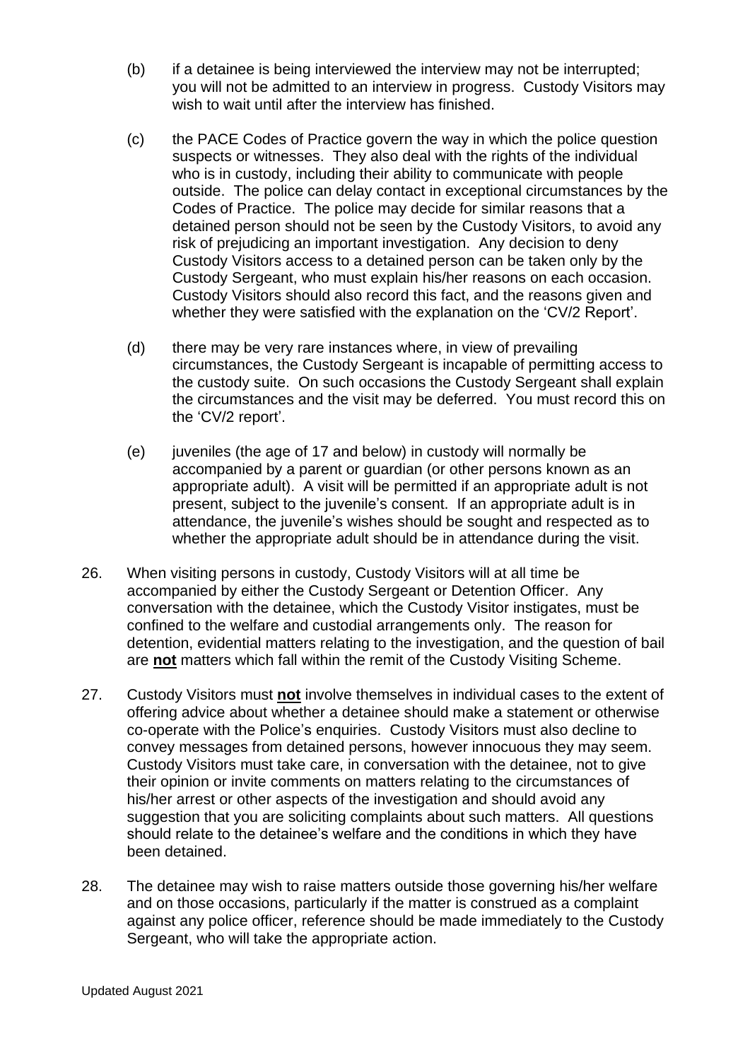(b) if a detainee is being interviewed the interview may not be interrupted; you will not be admitted to an interview in progress. Custody Visitors may wish to wait until after the interview has finished.

(c) the PACE Codes of Practice govern the way in which the police question suspects or witnesses. They also deal with the rights of the individual who is in custody, including their ability to communicate with people outside. The police can delay contact in exceptional circumstances by the Codes of Practice. The police may decide for similar reasons that a detained person should not be seen by the Custody Visitors, to avoid any risk of prejudicing an important investigation. Any decision to deny Custody Visitors access to a detained person can be taken only by the Custody Sergeant, who must explain his/her reasons on each occasion. Custody Visitors should also record this fact, and the reasons given and whether they were satisfied with the explanation on the 'CV/2 Report'.

(d) there may be very rare instances where, in view of prevailing circumstances, the Custody Sergeant is incapable of permitting access to the custody suite. On such occasions the Custody Sergeant shall explain the circumstances and the visit may be deferred. You must record this on the 'CV/2 report'.

(e) juveniles (the age of 17 and below) in custody will normally be accompanied by a parent or guardian (or other persons known as an appropriate adult). A visit will be permitted if an appropriate adult is not present, subject to the juvenile's consent. If an appropriate adult is in attendance, the juvenile's wishes should be sought and respected as to whether the appropriate adult should be in attendance during the visit.

26. When visiting persons in custody, Custody Visitors will at all time be accompanied by either the Custody Sergeant or Detention Officer. Any conversation with the detainee, which the Custody Visitor instigates, must be confined to the welfare and custodial arrangements only. The reason for detention, evidential matters relating to the investigation, and the question of bail are **not** matters which fall within the remit of the Custody Visiting Scheme.

27. Custody Visitors must **not** involve themselves in individual cases to the extent of offering advice about whether a detainee should make a statement or otherwise co-operate with the Police's enquiries. Custody Visitors must also decline to convey messages from detained persons, however innocuous they may seem. Custody Visitors must take care, in conversation with the detainee, not to give their opinion or invite comments on matters relating to the circumstances of his/her arrest or other aspects of the investigation and should avoid any suggestion that you are soliciting complaints about such matters. All questions should relate to the detainee's welfare and the conditions in which they have been detained.

28. The detainee may wish to raise matters outside those governing his/her welfare and on those occasions, particularly if the matter is construed as a complaint against any police officer, reference should be made immediately to the Custody Sergeant, who will take the appropriate action.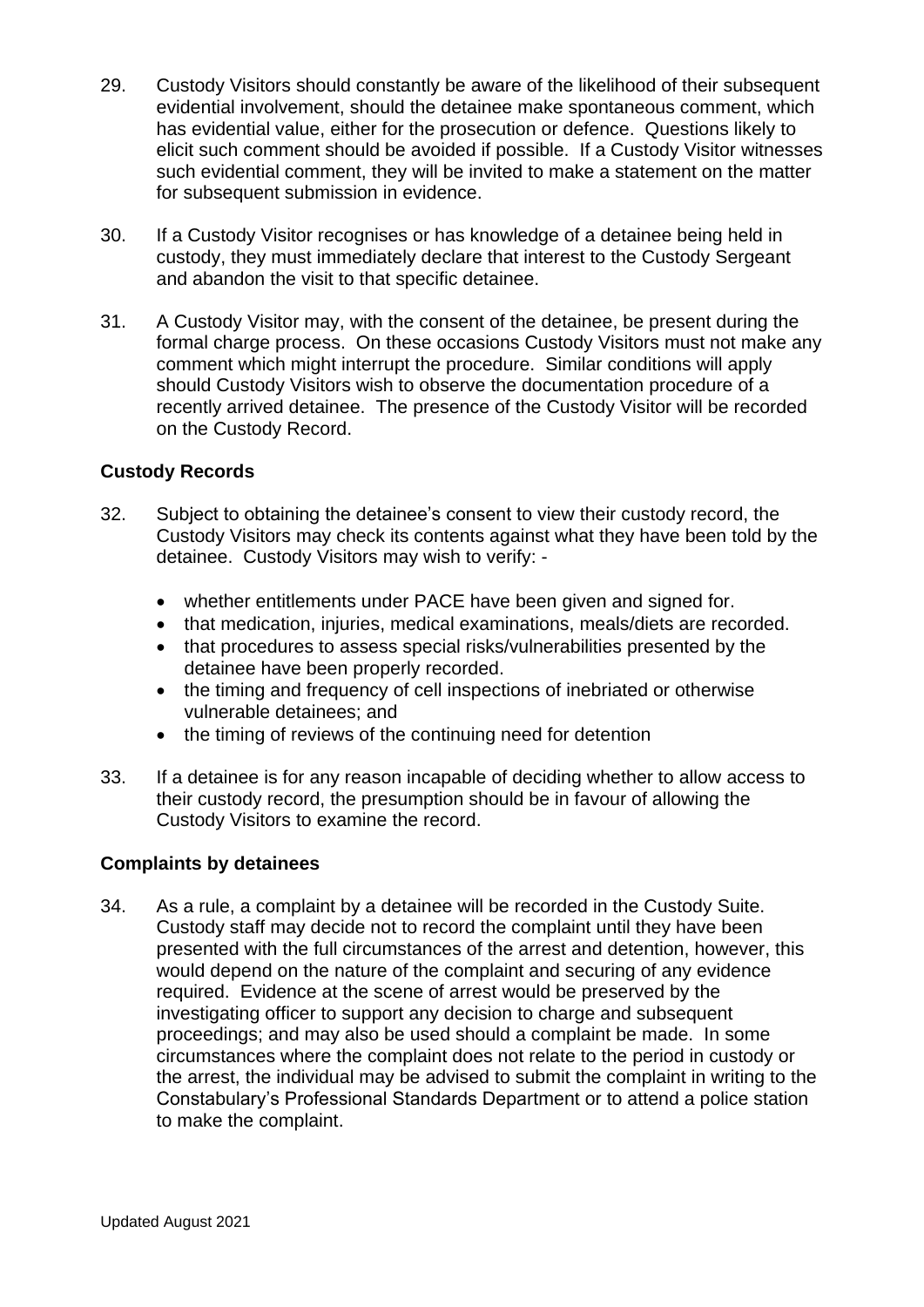29. Custody Visitors should constantly be aware of the likelihood of their subsequent evidential involvement, should the detainee make spontaneous comment, which has evidential value, either for the prosecution or defence. Questions likely to elicit such comment should be avoided if possible. If a Custody Visitor witnesses such evidential comment, they will be invited to make a statement on the matter for subsequent submission in evidence.

30. If a Custody Visitor recognises or has knowledge of a detainee being held in custody, they must immediately declare that interest to the Custody Sergeant and abandon the visit to that specific detainee.

31. A Custody Visitor may, with the consent of the detainee, be present during the formal charge process. On these occasions Custody Visitors must not make any comment which might interrupt the procedure. Similar conditions will apply should Custody Visitors wish to observe the documentation procedure of a recently arrived detainee. The presence of the Custody Visitor will be recorded on the Custody Record.

**Custody Records**

32. Subject to obtaining the detainee's consent to view their custody record, the Custody Visitors may check its contents against what they have been told by the detainee. Custody Visitors may wish to verify: -

    - whether entitlements under PACE have been given and signed for.
    - that medication, injuries, medical examinations, meals/diets are recorded.
    - that procedures to assess special risks/vulnerabilities presented by the detainee have been properly recorded.
    - the timing and frequency of cell inspections of inebriated or otherwise vulnerable detainees; and
    - the timing of reviews of the continuing need for detention

33. If a detainee is for any reason incapable of deciding whether to allow access to their custody record, the presumption should be in favour of allowing the Custody Visitors to examine the record.

**Complaints by detainees**

34. As a rule, a complaint by a detainee will be recorded in the Custody Suite. Custody staff may decide not to record the complaint until they have been presented with the full circumstances of the arrest and detention, however, this would depend on the nature of the complaint and securing of any evidence required. Evidence at the scene of arrest would be preserved by the investigating officer to support any decision to charge and subsequent proceedings; and may also be used should a complaint be made. In some circumstances where the complaint does not relate to the period in custody or the arrest, the individual may be advised to submit the complaint in writing to the Constabulary's Professional Standards Department or to attend a police station to make the complaint.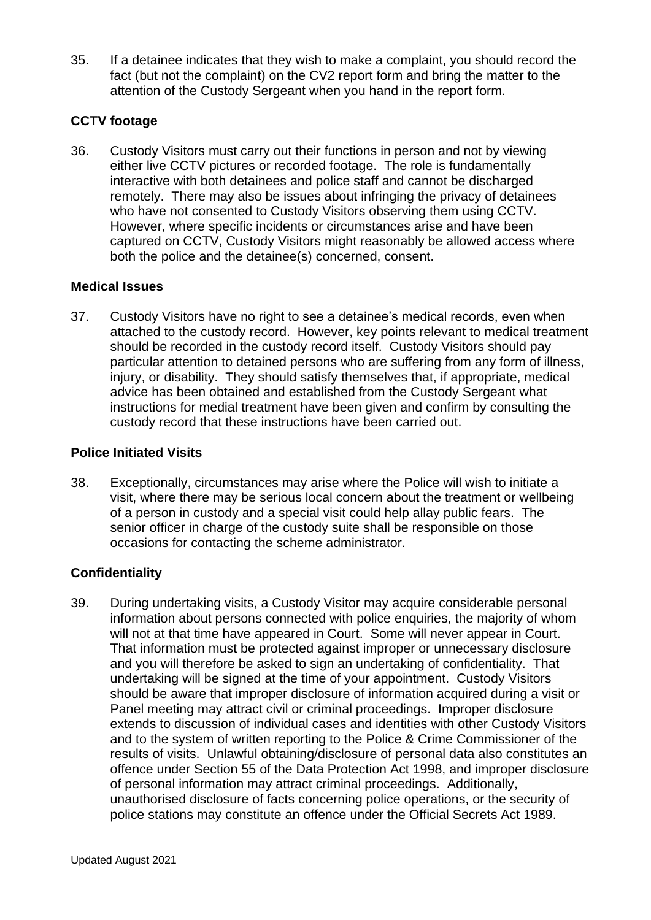35. If a detainee indicates that they wish to make a complaint, you should record the fact (but not the complaint) on the CV2 report form and bring the matter to the attention of the Custody Sergeant when you hand in the report form.

**CCTV footage**

36. Custody Visitors must carry out their functions in person and not by viewing either live CCTV pictures or recorded footage. The role is fundamentally interactive with both detainees and police staff and cannot be discharged remotely. There may also be issues about infringing the privacy of detainees who have not consented to Custody Visitors observing them using CCTV. However, where specific incidents or circumstances arise and have been captured on CCTV, Custody Visitors might reasonably be allowed access where both the police and the detainee(s) concerned, consent.

**Medical Issues**

37. Custody Visitors have no right to see a detainee's medical records, even when attached to the custody record. However, key points relevant to medical treatment should be recorded in the custody record itself. Custody Visitors should pay particular attention to detained persons who are suffering from any form of illness, injury, or disability. They should satisfy themselves that, if appropriate, medical advice has been obtained and established from the Custody Sergeant what instructions for medial treatment have been given and confirm by consulting the custody record that these instructions have been carried out.

**Police Initiated Visits**

38. Exceptionally, circumstances may arise where the Police will wish to initiate a visit, where there may be serious local concern about the treatment or wellbeing of a person in custody and a special visit could help allay public fears. The senior officer in charge of the custody suite shall be responsible on those occasions for contacting the scheme administrator.

**Confidentiality**

39. During undertaking visits, a Custody Visitor may acquire considerable personal information about persons connected with police enquiries, the majority of whom will not at that time have appeared in Court. Some will never appear in Court. That information must be protected against improper or unnecessary disclosure and you will therefore be asked to sign an undertaking of confidentiality. That undertaking will be signed at the time of your appointment. Custody Visitors should be aware that improper disclosure of information acquired during a visit or Panel meeting may attract civil or criminal proceedings. Improper disclosure extends to discussion of individual cases and identities with other Custody Visitors and to the system of written reporting to the Police & Crime Commissioner of the results of visits. Unlawful obtaining/disclosure of personal data also constitutes an offence under Section 55 of the Data Protection Act 1998, and improper disclosure of personal information may attract criminal proceedings. Additionally, unauthorised disclosure of facts concerning police operations, or the security of police stations may constitute an offence under the Official Secrets Act 1989.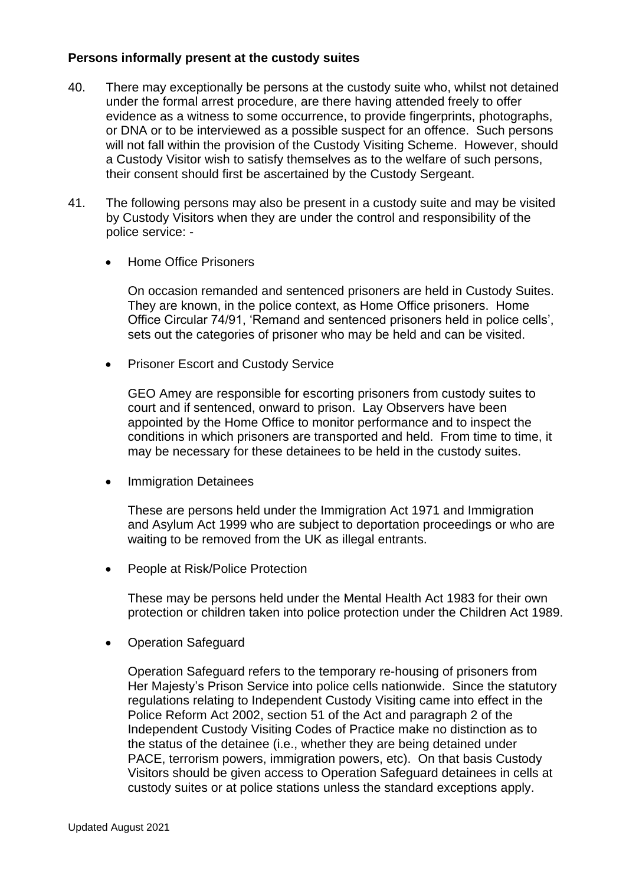**Persons informally present at the custody suites**

40. There may exceptionally be persons at the custody suite who, whilst not detained under the formal arrest procedure, are there having attended freely to offer evidence as a witness to some occurrence, to provide fingerprints, photographs, or DNA or to be interviewed as a possible suspect for an offence. Such persons will not fall within the provision of the Custody Visiting Scheme. However, should a Custody Visitor wish to satisfy themselves as to the welfare of such persons, their consent should first be ascertained by the Custody Sergeant.

41. The following persons may also be present in a custody suite and may be visited by Custody Visitors when they are under the control and responsibility of the police service: -

   - Home Office Prisoners

     On occasion remanded and sentenced prisoners are held in Custody Suites. They are known, in the police context, as Home Office prisoners. Home Office Circular 74/91, 'Remand and sentenced prisoners held in police cells', sets out the categories of prisoner who may be held and can be visited.

   - Prisoner Escort and Custody Service

     GEO Amey are responsible for escorting prisoners from custody suites to court and if sentenced, onward to prison. Lay Observers have been appointed by the Home Office to monitor performance and to inspect the conditions in which prisoners are transported and held. From time to time, it may be necessary for these detainees to be held in the custody suites.

   - Immigration Detainees

     These are persons held under the Immigration Act 1971 and Immigration and Asylum Act 1999 who are subject to deportation proceedings or who are waiting to be removed from the UK as illegal entrants.

   - People at Risk/Police Protection

     These may be persons held under the Mental Health Act 1983 for their own protection or children taken into police protection under the Children Act 1989.

   - Operation Safeguard

     Operation Safeguard refers to the temporary re-housing of prisoners from Her Majesty's Prison Service into police cells nationwide. Since the statutory regulations relating to Independent Custody Visiting came into effect in the Police Reform Act 2002, section 51 of the Act and paragraph 2 of the Independent Custody Visiting Codes of Practice make no distinction as to the status of the detainee (i.e., whether they are being detained under PACE, terrorism powers, immigration powers, etc). On that basis Custody Visitors should be given access to Operation Safeguard detainees in cells at custody suites or at police stations unless the standard exceptions apply.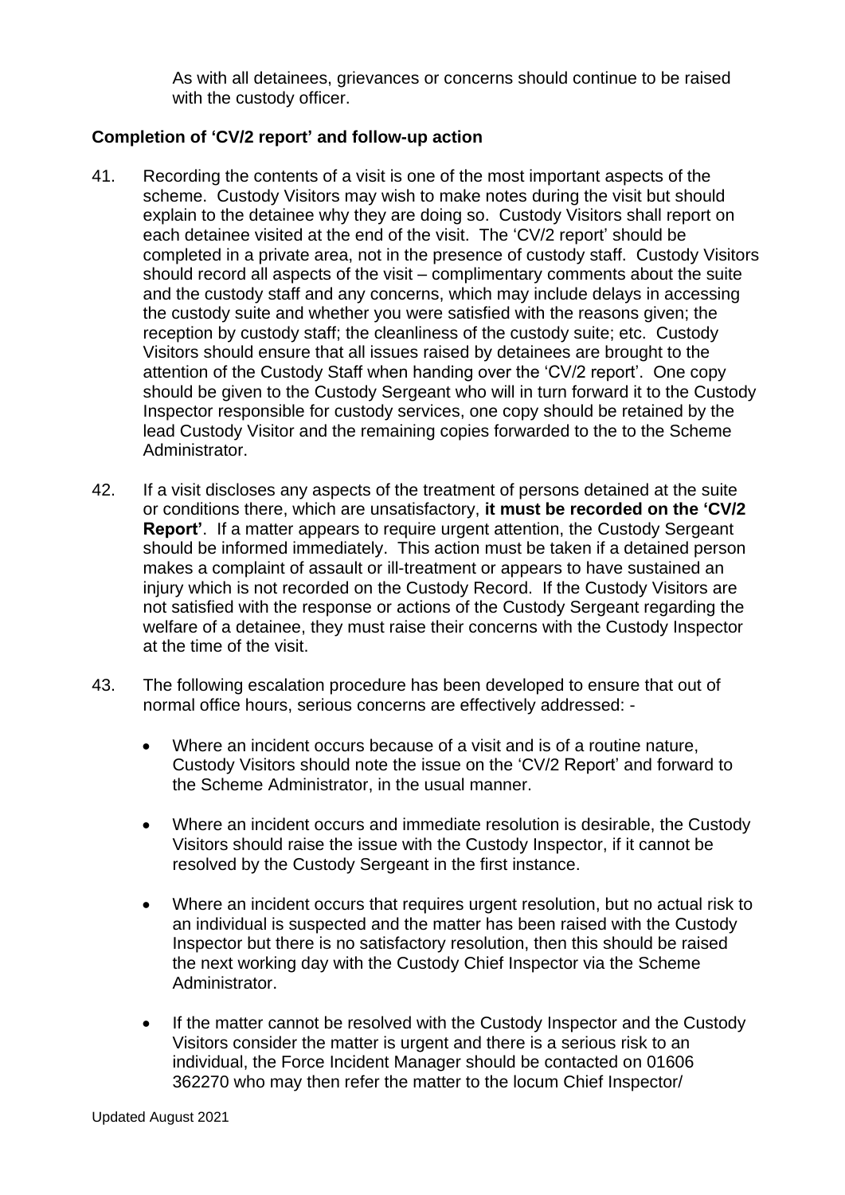As with all detainees, grievances or concerns should continue to be raised with the custody officer.

**Completion of 'CV/2 report' and follow-up action**

41. Recording the contents of a visit is one of the most important aspects of the scheme. Custody Visitors may wish to make notes during the visit but should explain to the detainee why they are doing so. Custody Visitors shall report on each detainee visited at the end of the visit. The 'CV/2 report' should be completed in a private area, not in the presence of custody staff. Custody Visitors should record all aspects of the visit – complimentary comments about the suite and the custody staff and any concerns, which may include delays in accessing the custody suite and whether you were satisfied with the reasons given; the reception by custody staff; the cleanliness of the custody suite; etc. Custody Visitors should ensure that all issues raised by detainees are brought to the attention of the Custody Staff when handing over the 'CV/2 report'. One copy should be given to the Custody Sergeant who will in turn forward it to the Custody Inspector responsible for custody services, one copy should be retained by the lead Custody Visitor and the remaining copies forwarded to the to the Scheme Administrator.

42. If a visit discloses any aspects of the treatment of persons detained at the suite or conditions there, which are unsatisfactory, **it must be recorded on the 'CV/2 Report'**. If a matter appears to require urgent attention, the Custody Sergeant should be informed immediately. This action must be taken if a detained person makes a complaint of assault or ill-treatment or appears to have sustained an injury which is not recorded on the Custody Record. If the Custody Visitors are not satisfied with the response or actions of the Custody Sergeant regarding the welfare of a detainee, they must raise their concerns with the Custody Inspector at the time of the visit.

43. The following escalation procedure has been developed to ensure that out of normal office hours, serious concerns are effectively addressed: -

    - Where an incident occurs because of a visit and is of a routine nature, Custody Visitors should note the issue on the 'CV/2 Report' and forward to the Scheme Administrator, in the usual manner.
    - Where an incident occurs and immediate resolution is desirable, the Custody Visitors should raise the issue with the Custody Inspector, if it cannot be resolved by the Custody Sergeant in the first instance.
    - Where an incident occurs that requires urgent resolution, but no actual risk to an individual is suspected and the matter has been raised with the Custody Inspector but there is no satisfactory resolution, then this should be raised the next working day with the Custody Chief Inspector via the Scheme Administrator.
    - If the matter cannot be resolved with the Custody Inspector and the Custody Visitors consider the matter is urgent and there is a serious risk to an individual, the Force Incident Manager should be contacted on 01606 362270 who may then refer the matter to the locum Chief Inspector/

Updated August 2021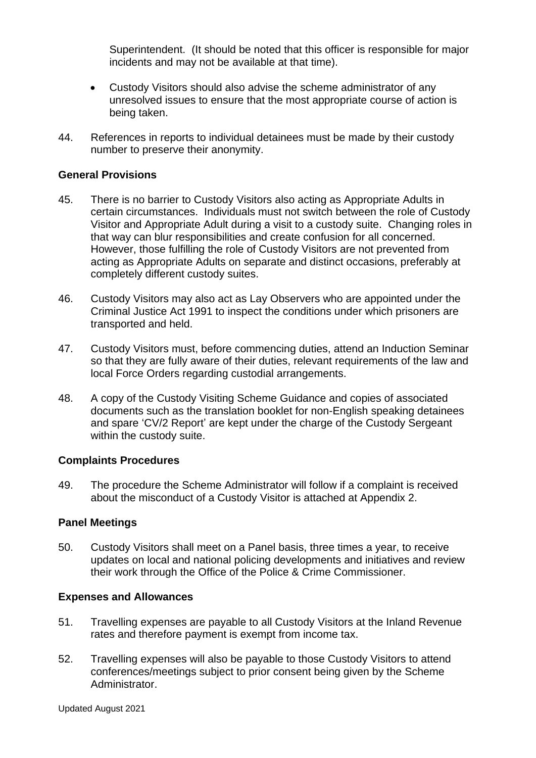Superintendent. (It should be noted that this officer is responsible for major incidents and may not be available at that time).

- Custody Visitors should also advise the scheme administrator of any unresolved issues to ensure that the most appropriate course of action is being taken.

44. References in reports to individual detainees must be made by their custody number to preserve their anonymity.

**General Provisions**

45. There is no barrier to Custody Visitors also acting as Appropriate Adults in certain circumstances. Individuals must not switch between the role of Custody Visitor and Appropriate Adult during a visit to a custody suite. Changing roles in that way can blur responsibilities and create confusion for all concerned. However, those fulfilling the role of Custody Visitors are not prevented from acting as Appropriate Adults on separate and distinct occasions, preferably at completely different custody suites.

46. Custody Visitors may also act as Lay Observers who are appointed under the Criminal Justice Act 1991 to inspect the conditions under which prisoners are transported and held.

47. Custody Visitors must, before commencing duties, attend an Induction Seminar so that they are fully aware of their duties, relevant requirements of the law and local Force Orders regarding custodial arrangements.

48. A copy of the Custody Visiting Scheme Guidance and copies of associated documents such as the translation booklet for non-English speaking detainees and spare 'CV/2 Report' are kept under the charge of the Custody Sergeant within the custody suite.

**Complaints Procedures**

49. The procedure the Scheme Administrator will follow if a complaint is received about the misconduct of a Custody Visitor is attached at Appendix 2.

**Panel Meetings**

50. Custody Visitors shall meet on a Panel basis, three times a year, to receive updates on local and national policing developments and initiatives and review their work through the Office of the Police & Crime Commissioner.

**Expenses and Allowances**

51. Travelling expenses are payable to all Custody Visitors at the Inland Revenue rates and therefore payment is exempt from income tax.

52. Travelling expenses will also be payable to those Custody Visitors to attend conferences/meetings subject to prior consent being given by the Scheme Administrator.

Updated August 2021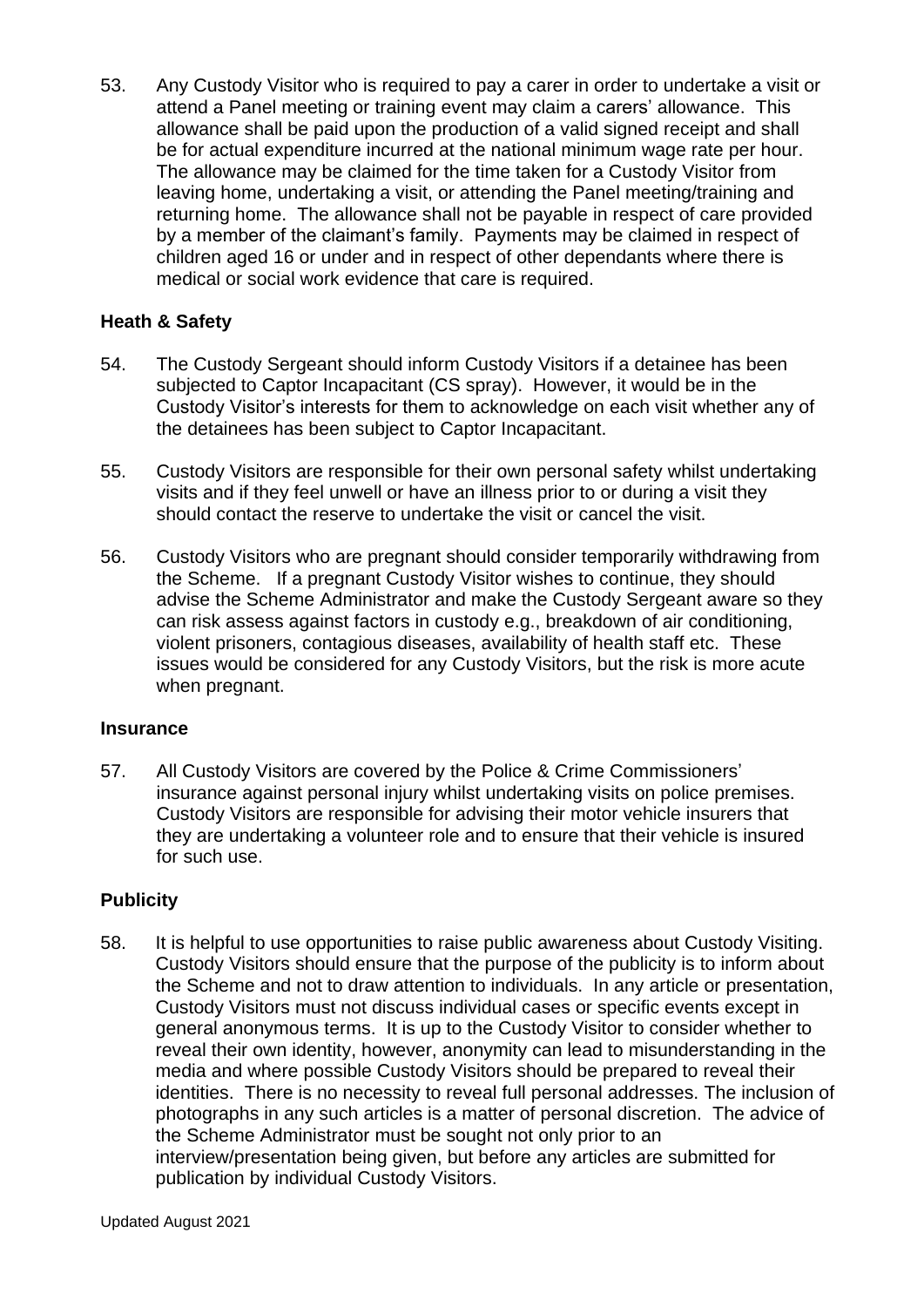53. Any Custody Visitor who is required to pay a carer in order to undertake a visit or attend a Panel meeting or training event may claim a carers' allowance. This allowance shall be paid upon the production of a valid signed receipt and shall be for actual expenditure incurred at the national minimum wage rate per hour. The allowance may be claimed for the time taken for a Custody Visitor from leaving home, undertaking a visit, or attending the Panel meeting/training and returning home. The allowance shall not be payable in respect of care provided by a member of the claimant's family. Payments may be claimed in respect of children aged 16 or under and in respect of other dependants where there is medical or social work evidence that care is required.

## Heath & Safety

54. The Custody Sergeant should inform Custody Visitors if a detainee has been subjected to Captor Incapacitant (CS spray). However, it would be in the Custody Visitor's interests for them to acknowledge on each visit whether any of the detainees has been subject to Captor Incapacitant.

55. Custody Visitors are responsible for their own personal safety whilst undertaking visits and if they feel unwell or have an illness prior to or during a visit they should contact the reserve to undertake the visit or cancel the visit.

56. Custody Visitors who are pregnant should consider temporarily withdrawing from the Scheme. If a pregnant Custody Visitor wishes to continue, they should advise the Scheme Administrator and make the Custody Sergeant aware so they can risk assess against factors in custody e.g., breakdown of air conditioning, violent prisoners, contagious diseases, availability of health staff etc. These issues would be considered for any Custody Visitors, but the risk is more acute when pregnant.

## Insurance

57. All Custody Visitors are covered by the Police & Crime Commissioners' insurance against personal injury whilst undertaking visits on police premises. Custody Visitors are responsible for advising their motor vehicle insurers that they are undertaking a volunteer role and to ensure that their vehicle is insured for such use.

## Publicity

58. It is helpful to use opportunities to raise public awareness about Custody Visiting. Custody Visitors should ensure that the purpose of the publicity is to inform about the Scheme and not to draw attention to individuals. In any article or presentation, Custody Visitors must not discuss individual cases or specific events except in general anonymous terms. It is up to the Custody Visitor to consider whether to reveal their own identity, however, anonymity can lead to misunderstanding in the media and where possible Custody Visitors should be prepared to reveal their identities. There is no necessity to reveal full personal addresses. The inclusion of photographs in any such articles is a matter of personal discretion. The advice of the Scheme Administrator must be sought not only prior to an interview/presentation being given, but before any articles are submitted for publication by individual Custody Visitors.

Updated August 2021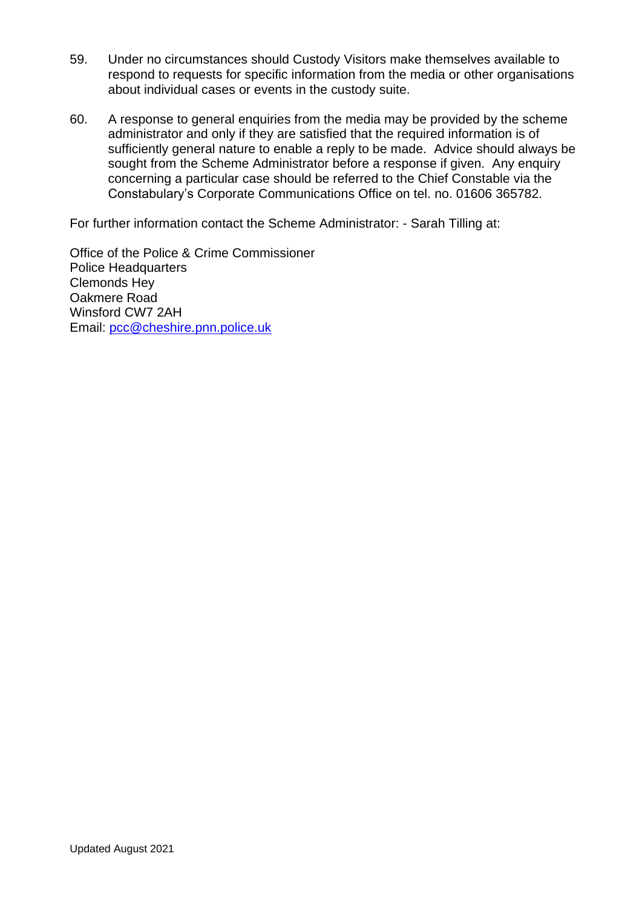59. Under no circumstances should Custody Visitors make themselves available to respond to requests for specific information from the media or other organisations about individual cases or events in the custody suite.

60. A response to general enquiries from the media may be provided by the scheme administrator and only if they are satisfied that the required information is of sufficiently general nature to enable a reply to be made. Advice should always be sought from the Scheme Administrator before a response if given. Any enquiry concerning a particular case should be referred to the Chief Constable via the Constabulary's Corporate Communications Office on tel. no. 01606 365782.

For further information contact the Scheme Administrator: - Sarah Tilling at:

Office of the Police & Crime Commissioner
Police Headquarters
Clemonds Hey
Oakmere Road
Winsford CW7 2AH
Email: pcc@cheshire.pnn.police.uk

Updated August 2021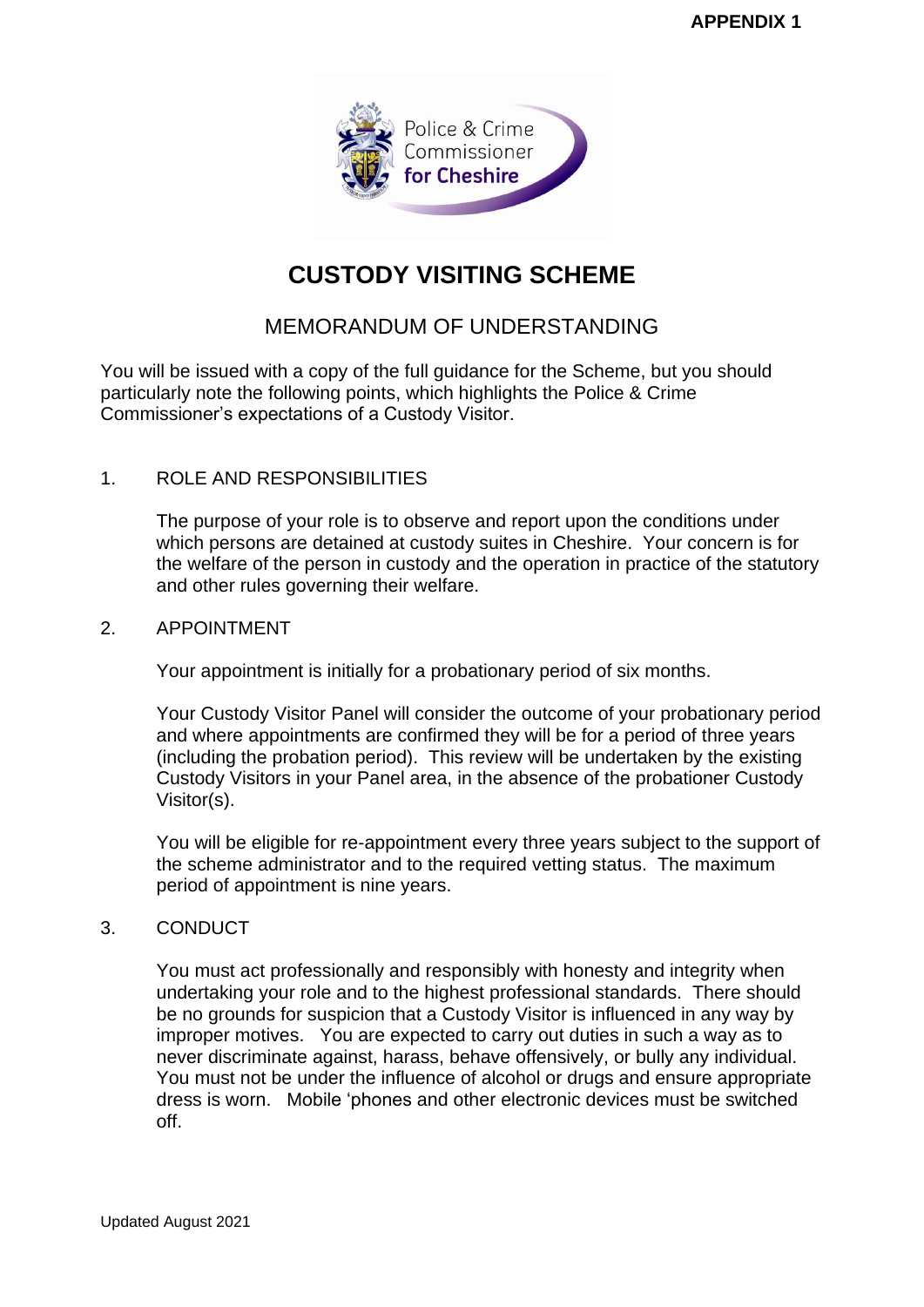**APPENDIX 1**

Police & Crime Commissioner for Cheshire

# CUSTODY VISITING SCHEME

## MEMORANDUM OF UNDERSTANDING

You will be issued with a copy of the full guidance for the Scheme, but you should particularly note the following points, which highlights the Police & Crime Commissioner's expectations of a Custody Visitor.

1. ROLE AND RESPONSIBILITIES

   The purpose of your role is to observe and report upon the conditions under which persons are detained at custody suites in Cheshire. Your concern is for the welfare of the person in custody and the operation in practice of the statutory and other rules governing their welfare.

2. APPOINTMENT

   Your appointment is initially for a probationary period of six months.

   Your Custody Visitor Panel will consider the outcome of your probationary period and where appointments are confirmed they will be for a period of three years (including the probation period). This review will be undertaken by the existing Custody Visitors in your Panel area, in the absence of the probationer Custody Visitor(s).

   You will be eligible for re-appointment every three years subject to the support of the scheme administrator and to the required vetting status. The maximum period of appointment is nine years.

3. CONDUCT

   You must act professionally and responsibly with honesty and integrity when undertaking your role and to the highest professional standards. There should be no grounds for suspicion that a Custody Visitor is influenced in any way by improper motives. You are expected to carry out duties in such a way as to never discriminate against, harass, behave offensively, or bully any individual. You must not be under the influence of alcohol or drugs and ensure appropriate dress is worn. Mobile 'phones and other electronic devices must be switched off.

Updated August 2021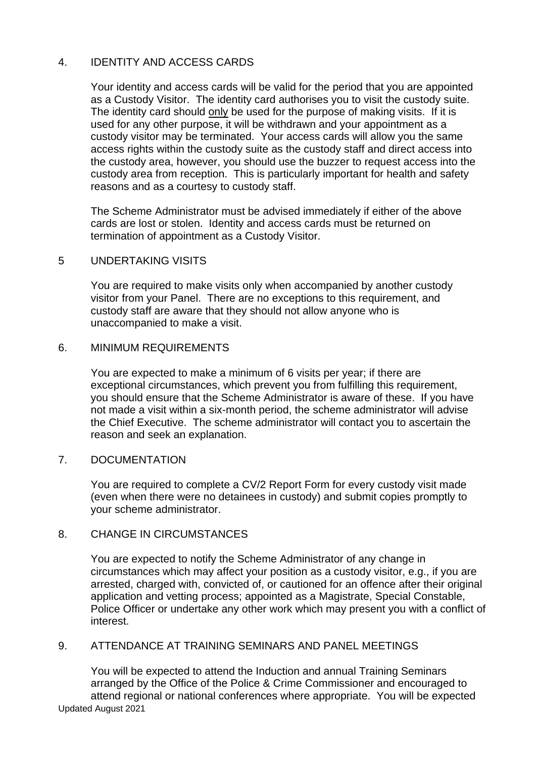## 4. IDENTITY AND ACCESS CARDS

Your identity and access cards will be valid for the period that you are appointed as a Custody Visitor. The identity card authorises you to visit the custody suite. The identity card should <u>only</u> be used for the purpose of making visits. If it is used for any other purpose, it will be withdrawn and your appointment as a custody visitor may be terminated. Your access cards will allow you the same access rights within the custody suite as the custody staff and direct access into the custody area, however, you should use the buzzer to request access into the custody area from reception. This is particularly important for health and safety reasons and as a courtesy to custody staff.

The Scheme Administrator must be advised immediately if either of the above cards are lost or stolen. Identity and access cards must be returned on termination of appointment as a Custody Visitor.

## 5 UNDERTAKING VISITS

You are required to make visits only when accompanied by another custody visitor from your Panel. There are no exceptions to this requirement, and custody staff are aware that they should not allow anyone who is unaccompanied to make a visit.

## 6. MINIMUM REQUIREMENTS

You are expected to make a minimum of 6 visits per year; if there are exceptional circumstances, which prevent you from fulfilling this requirement, you should ensure that the Scheme Administrator is aware of these. If you have not made a visit within a six-month period, the scheme administrator will advise the Chief Executive. The scheme administrator will contact you to ascertain the reason and seek an explanation.

## 7. DOCUMENTATION

You are required to complete a CV/2 Report Form for every custody visit made (even when there were no detainees in custody) and submit copies promptly to your scheme administrator.

## 8. CHANGE IN CIRCUMSTANCES

You are expected to notify the Scheme Administrator of any change in circumstances which may affect your position as a custody visitor, e.g., if you are arrested, charged with, convicted of, or cautioned for an offence after their original application and vetting process; appointed as a Magistrate, Special Constable, Police Officer or undertake any other work which may present you with a conflict of interest.

## 9. ATTENDANCE AT TRAINING SEMINARS AND PANEL MEETINGS

You will be expected to attend the Induction and annual Training Seminars arranged by the Office of the Police & Crime Commissioner and encouraged to attend regional or national conferences where appropriate. You will be expected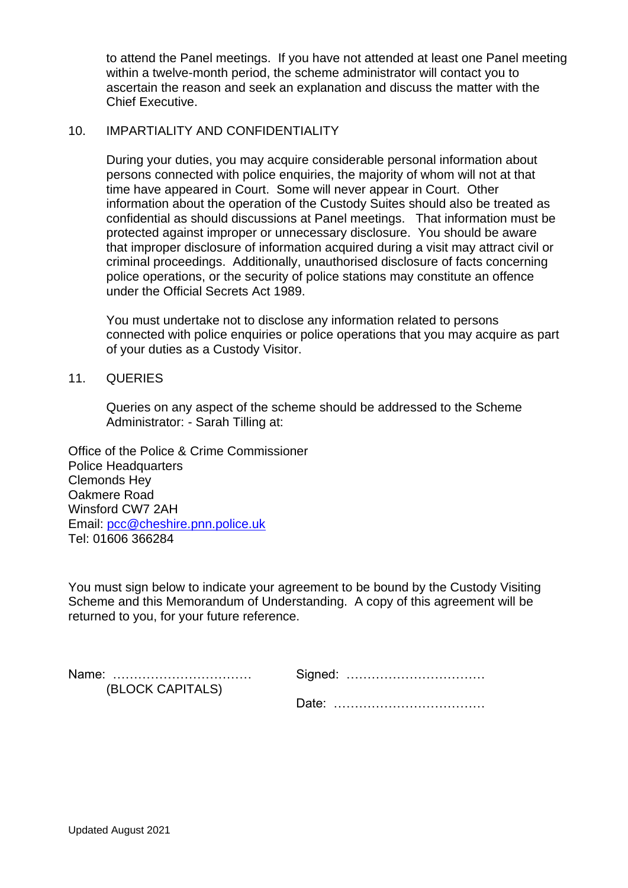to attend the Panel meetings. If you have not attended at least one Panel meeting within a twelve-month period, the scheme administrator will contact you to ascertain the reason and seek an explanation and discuss the matter with the Chief Executive.

## 10. IMPARTIALITY AND CONFIDENTIALITY

During your duties, you may acquire considerable personal information about persons connected with police enquiries, the majority of whom will not at that time have appeared in Court. Some will never appear in Court. Other information about the operation of the Custody Suites should also be treated as confidential as should discussions at Panel meetings. That information must be protected against improper or unnecessary disclosure. You should be aware that improper disclosure of information acquired during a visit may attract civil or criminal proceedings. Additionally, unauthorised disclosure of facts concerning police operations, or the security of police stations may constitute an offence under the Official Secrets Act 1989.

You must undertake not to disclose any information related to persons connected with police enquiries or police operations that you may acquire as part of your duties as a Custody Visitor.

## 11. QUERIES

Queries on any aspect of the scheme should be addressed to the Scheme Administrator: - Sarah Tilling at:

Office of the Police & Crime Commissioner
Police Headquarters
Clemonds Hey
Oakmere Road
Winsford CW7 2AH
Email: pcc@cheshire.pnn.police.uk
Tel: 01606 366284

You must sign below to indicate your agreement to be bound by the Custody Visiting Scheme and this Memorandum of Understanding. A copy of this agreement will be returned to you, for your future reference.

Name: ……………………………
(BLOCK CAPITALS)

Signed: ……………………………

Date: ………………………………

Updated August 2021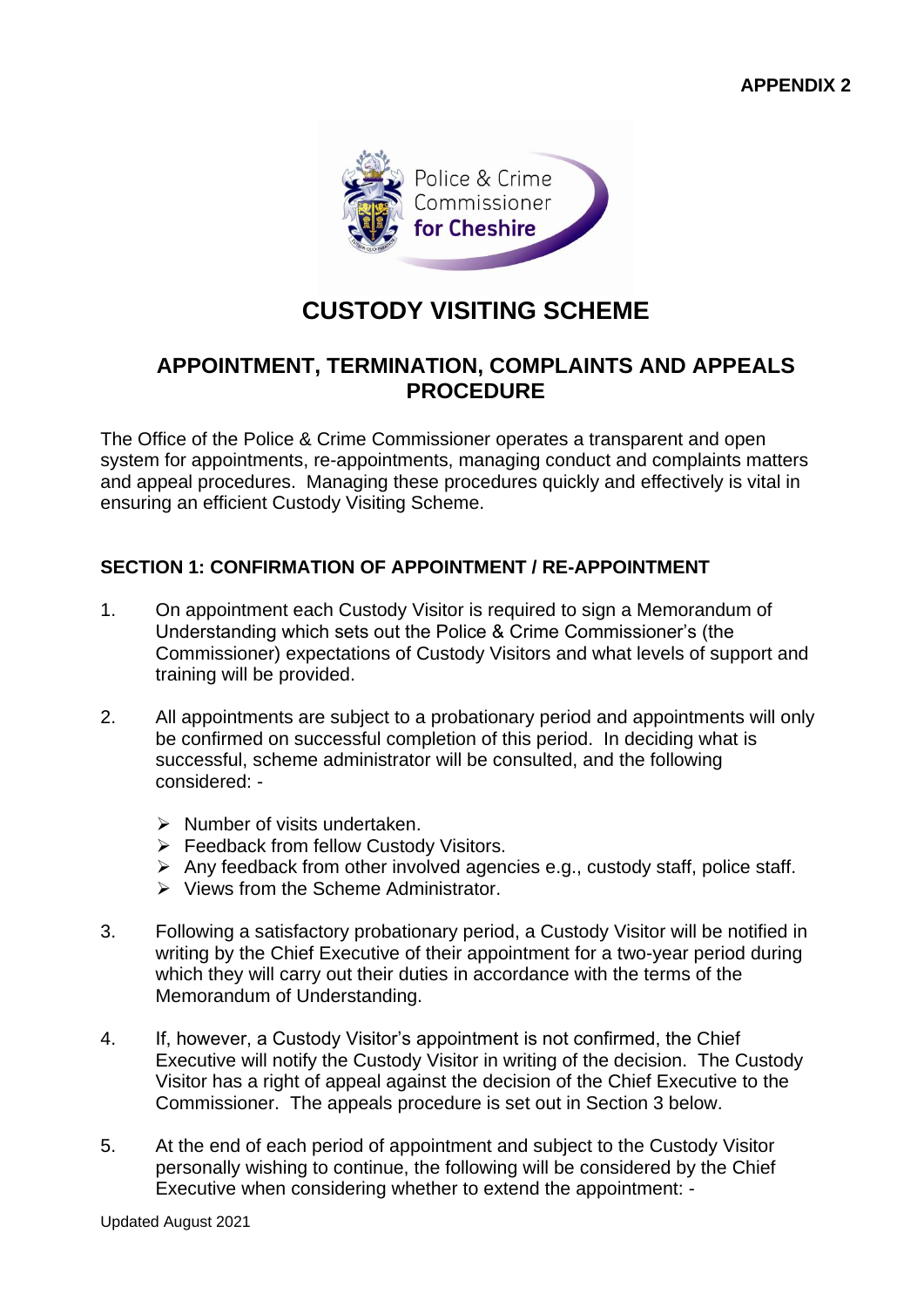**APPENDIX 2**

# CUSTODY VISITING SCHEME

## APPOINTMENT, TERMINATION, COMPLAINTS AND APPEALS PROCEDURE

The Office of the Police & Crime Commissioner operates a transparent and open system for appointments, re-appointments, managing conduct and complaints matters and appeal procedures. Managing these procedures quickly and effectively is vital in ensuring an efficient Custody Visiting Scheme.

### SECTION 1: CONFIRMATION OF APPOINTMENT / RE-APPOINTMENT

1. On appointment each Custody Visitor is required to sign a Memorandum of Understanding which sets out the Police & Crime Commissioner's (the Commissioner) expectations of Custody Visitors and what levels of support and training will be provided.

2. All appointments are subject to a probationary period and appointments will only be confirmed on successful completion of this period. In deciding what is successful, scheme administrator will be consulted, and the following considered: -

   - Number of visits undertaken.
   - Feedback from fellow Custody Visitors.
   - Any feedback from other involved agencies e.g., custody staff, police staff.
   - Views from the Scheme Administrator.

3. Following a satisfactory probationary period, a Custody Visitor will be notified in writing by the Chief Executive of their appointment for a two-year period during which they will carry out their duties in accordance with the terms of the Memorandum of Understanding.

4. If, however, a Custody Visitor's appointment is not confirmed, the Chief Executive will notify the Custody Visitor in writing of the decision. The Custody Visitor has a right of appeal against the decision of the Chief Executive to the Commissioner. The appeals procedure is set out in Section 3 below.

5. At the end of each period of appointment and subject to the Custody Visitor personally wishing to continue, the following will be considered by the Chief Executive when considering whether to extend the appointment: -

Updated August 2021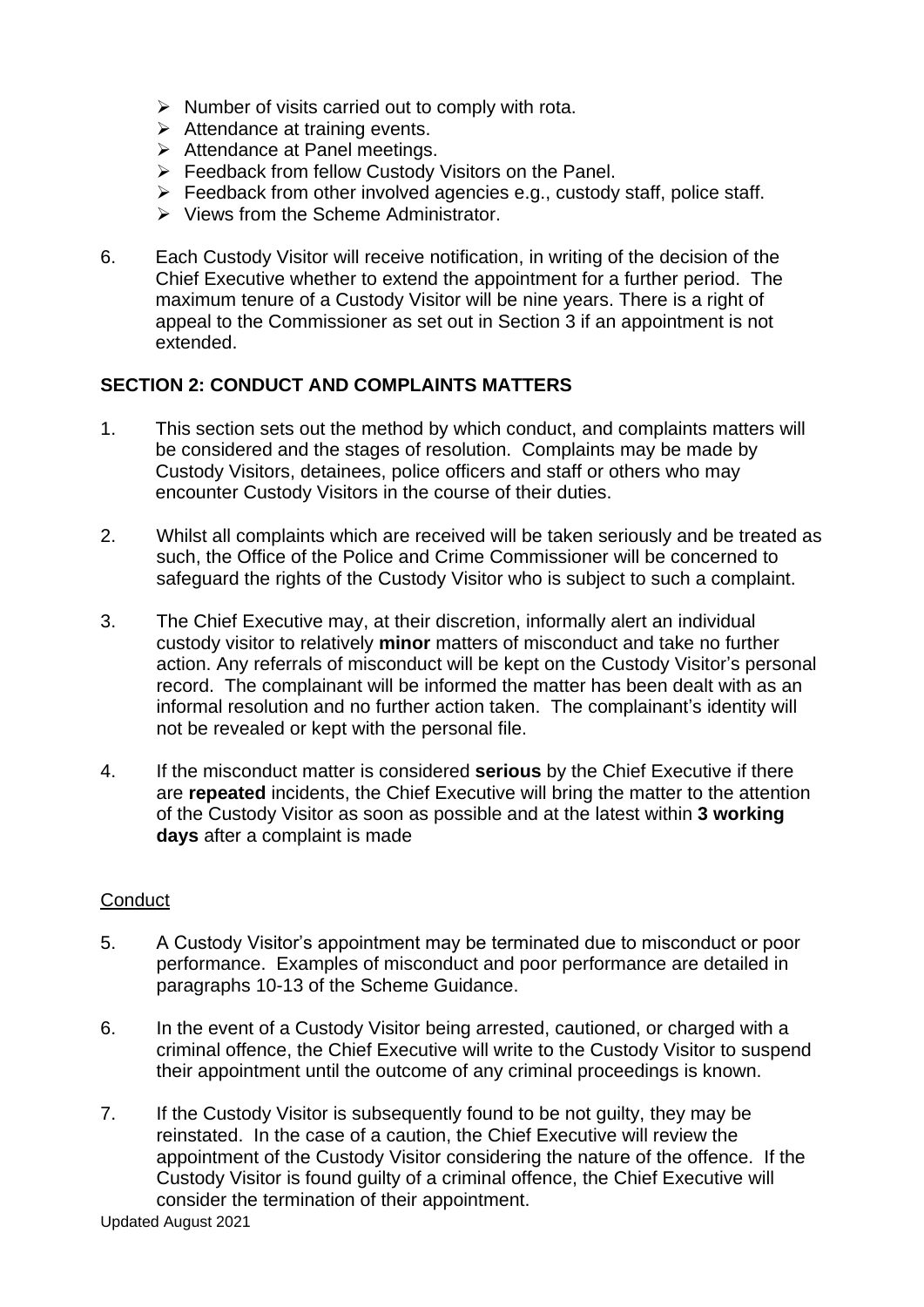- Number of visits carried out to comply with rota.
- Attendance at training events.
- Attendance at Panel meetings.
- Feedback from fellow Custody Visitors on the Panel.
- Feedback from other involved agencies e.g., custody staff, police staff.
- Views from the Scheme Administrator.

6. Each Custody Visitor will receive notification, in writing of the decision of the Chief Executive whether to extend the appointment for a further period. The maximum tenure of a Custody Visitor will be nine years. There is a right of appeal to the Commissioner as set out in Section 3 if an appointment is not extended.

## SECTION 2: CONDUCT AND COMPLAINTS MATTERS

1. This section sets out the method by which conduct, and complaints matters will be considered and the stages of resolution. Complaints may be made by Custody Visitors, detainees, police officers and staff or others who may encounter Custody Visitors in the course of their duties.

2. Whilst all complaints which are received will be taken seriously and be treated as such, the Office of the Police and Crime Commissioner will be concerned to safeguard the rights of the Custody Visitor who is subject to such a complaint.

3. The Chief Executive may, at their discretion, informally alert an individual custody visitor to relatively **minor** matters of misconduct and take no further action. Any referrals of misconduct will be kept on the Custody Visitor's personal record. The complainant will be informed the matter has been dealt with as an informal resolution and no further action taken. The complainant's identity will not be revealed or kept with the personal file.

4. If the misconduct matter is considered **serious** by the Chief Executive if there are **repeated** incidents, the Chief Executive will bring the matter to the attention of the Custody Visitor as soon as possible and at the latest within **3 working days** after a complaint is made

### Conduct

5. A Custody Visitor's appointment may be terminated due to misconduct or poor performance. Examples of misconduct and poor performance are detailed in paragraphs 10-13 of the Scheme Guidance.

6. In the event of a Custody Visitor being arrested, cautioned, or charged with a criminal offence, the Chief Executive will write to the Custody Visitor to suspend their appointment until the outcome of any criminal proceedings is known.

7. If the Custody Visitor is subsequently found to be not guilty, they may be reinstated. In the case of a caution, the Chief Executive will review the appointment of the Custody Visitor considering the nature of the offence. If the Custody Visitor is found guilty of a criminal offence, the Chief Executive will consider the termination of their appointment.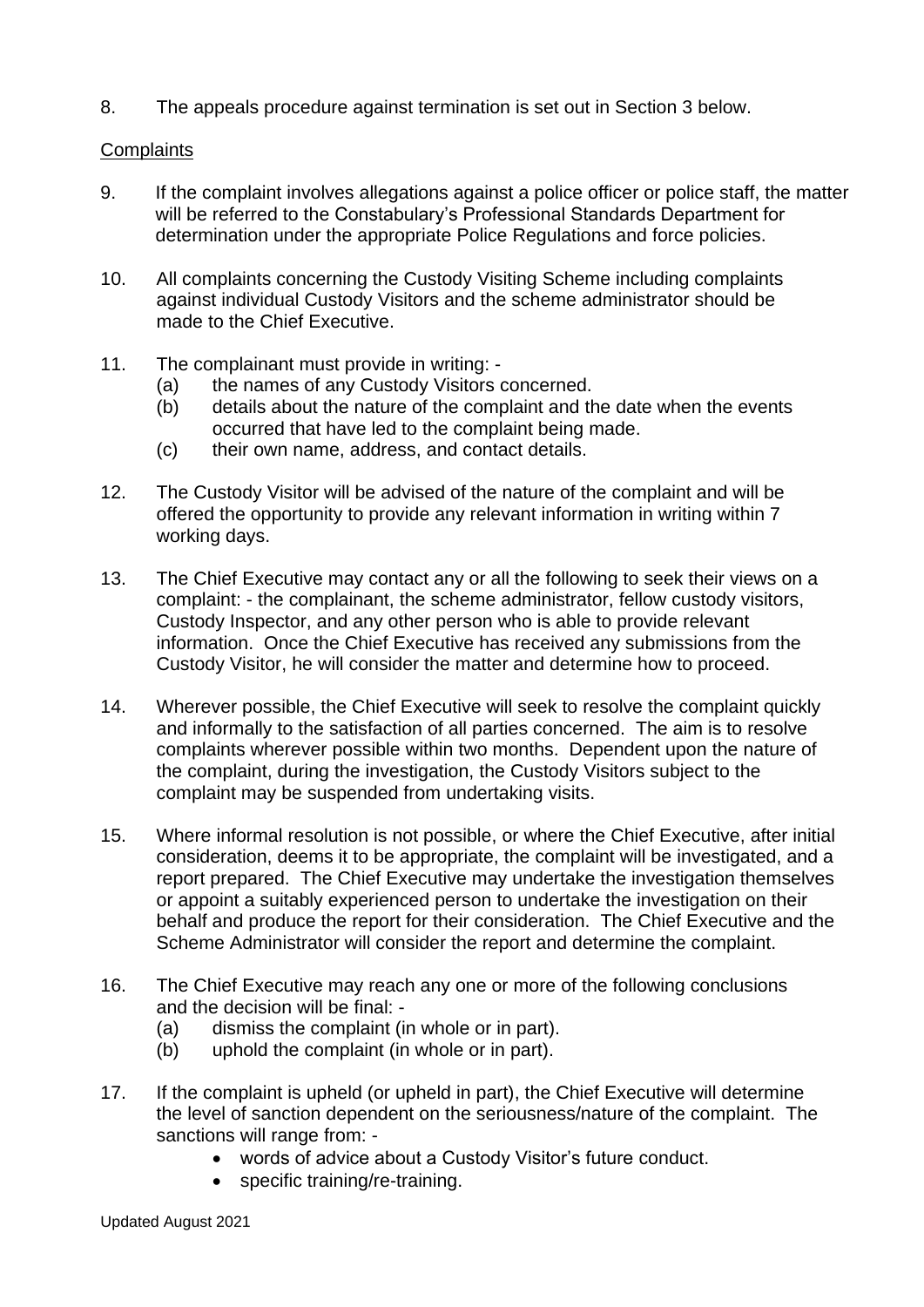8. The appeals procedure against termination is set out in Section 3 below.

Complaints

9. If the complaint involves allegations against a police officer or police staff, the matter will be referred to the Constabulary's Professional Standards Department for determination under the appropriate Police Regulations and force policies.

10. All complaints concerning the Custody Visiting Scheme including complaints against individual Custody Visitors and the scheme administrator should be made to the Chief Executive.

11. The complainant must provide in writing: -
    (a) the names of any Custody Visitors concerned.
    (b) details about the nature of the complaint and the date when the events occurred that have led to the complaint being made.
    (c) their own name, address, and contact details.

12. The Custody Visitor will be advised of the nature of the complaint and will be offered the opportunity to provide any relevant information in writing within 7 working days.

13. The Chief Executive may contact any or all the following to seek their views on a complaint: - the complainant, the scheme administrator, fellow custody visitors, Custody Inspector, and any other person who is able to provide relevant information. Once the Chief Executive has received any submissions from the Custody Visitor, he will consider the matter and determine how to proceed.

14. Wherever possible, the Chief Executive will seek to resolve the complaint quickly and informally to the satisfaction of all parties concerned. The aim is to resolve complaints wherever possible within two months. Dependent upon the nature of the complaint, during the investigation, the Custody Visitors subject to the complaint may be suspended from undertaking visits.

15. Where informal resolution is not possible, or where the Chief Executive, after initial consideration, deems it to be appropriate, the complaint will be investigated, and a report prepared. The Chief Executive may undertake the investigation themselves or appoint a suitably experienced person to undertake the investigation on their behalf and produce the report for their consideration. The Chief Executive and the Scheme Administrator will consider the report and determine the complaint.

16. The Chief Executive may reach any one or more of the following conclusions and the decision will be final: -
    (a) dismiss the complaint (in whole or in part).
    (b) uphold the complaint (in whole or in part).

17. If the complaint is upheld (or upheld in part), the Chief Executive will determine the level of sanction dependent on the seriousness/nature of the complaint. The sanctions will range from: -
    - words of advice about a Custody Visitor's future conduct.
    - specific training/re-training.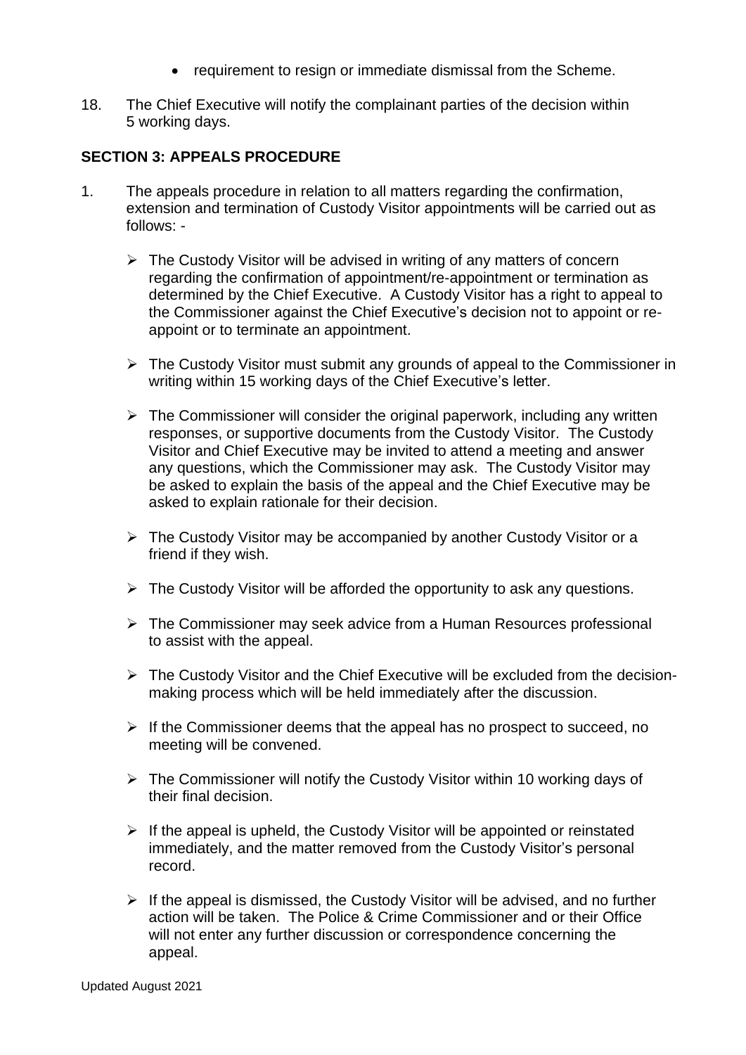- requirement to resign or immediate dismissal from the Scheme.

18. The Chief Executive will notify the complainant parties of the decision within 5 working days.

## SECTION 3: APPEALS PROCEDURE

1. The appeals procedure in relation to all matters regarding the confirmation, extension and termination of Custody Visitor appointments will be carried out as follows: -

   - The Custody Visitor will be advised in writing of any matters of concern regarding the confirmation of appointment/re-appointment or termination as determined by the Chief Executive. A Custody Visitor has a right to appeal to the Commissioner against the Chief Executive's decision not to appoint or re-appoint or to terminate an appointment.

   - The Custody Visitor must submit any grounds of appeal to the Commissioner in writing within 15 working days of the Chief Executive's letter.

   - The Commissioner will consider the original paperwork, including any written responses, or supportive documents from the Custody Visitor. The Custody Visitor and Chief Executive may be invited to attend a meeting and answer any questions, which the Commissioner may ask. The Custody Visitor may be asked to explain the basis of the appeal and the Chief Executive may be asked to explain rationale for their decision.

   - The Custody Visitor may be accompanied by another Custody Visitor or a friend if they wish.

   - The Custody Visitor will be afforded the opportunity to ask any questions.

   - The Commissioner may seek advice from a Human Resources professional to assist with the appeal.

   - The Custody Visitor and the Chief Executive will be excluded from the decision-making process which will be held immediately after the discussion.

   - If the Commissioner deems that the appeal has no prospect to succeed, no meeting will be convened.

   - The Commissioner will notify the Custody Visitor within 10 working days of their final decision.

   - If the appeal is upheld, the Custody Visitor will be appointed or reinstated immediately, and the matter removed from the Custody Visitor's personal record.

   - If the appeal is dismissed, the Custody Visitor will be advised, and no further action will be taken. The Police & Crime Commissioner and or their Office will not enter any further discussion or correspondence concerning the appeal.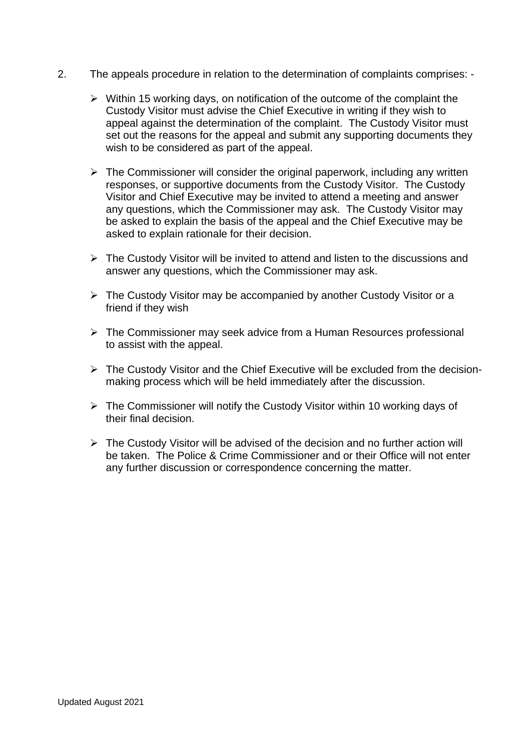2. The appeals procedure in relation to the determination of complaints comprises: -

   - Within 15 working days, on notification of the outcome of the complaint the Custody Visitor must advise the Chief Executive in writing if they wish to appeal against the determination of the complaint. The Custody Visitor must set out the reasons for the appeal and submit any supporting documents they wish to be considered as part of the appeal.

   - The Commissioner will consider the original paperwork, including any written responses, or supportive documents from the Custody Visitor. The Custody Visitor and Chief Executive may be invited to attend a meeting and answer any questions, which the Commissioner may ask. The Custody Visitor may be asked to explain the basis of the appeal and the Chief Executive may be asked to explain rationale for their decision.

   - The Custody Visitor will be invited to attend and listen to the discussions and answer any questions, which the Commissioner may ask.

   - The Custody Visitor may be accompanied by another Custody Visitor or a friend if they wish

   - The Commissioner may seek advice from a Human Resources professional to assist with the appeal.

   - The Custody Visitor and the Chief Executive will be excluded from the decision-making process which will be held immediately after the discussion.

   - The Commissioner will notify the Custody Visitor within 10 working days of their final decision.

   - The Custody Visitor will be advised of the decision and no further action will be taken. The Police & Crime Commissioner and or their Office will not enter any further discussion or correspondence concerning the matter.

Updated August 2021